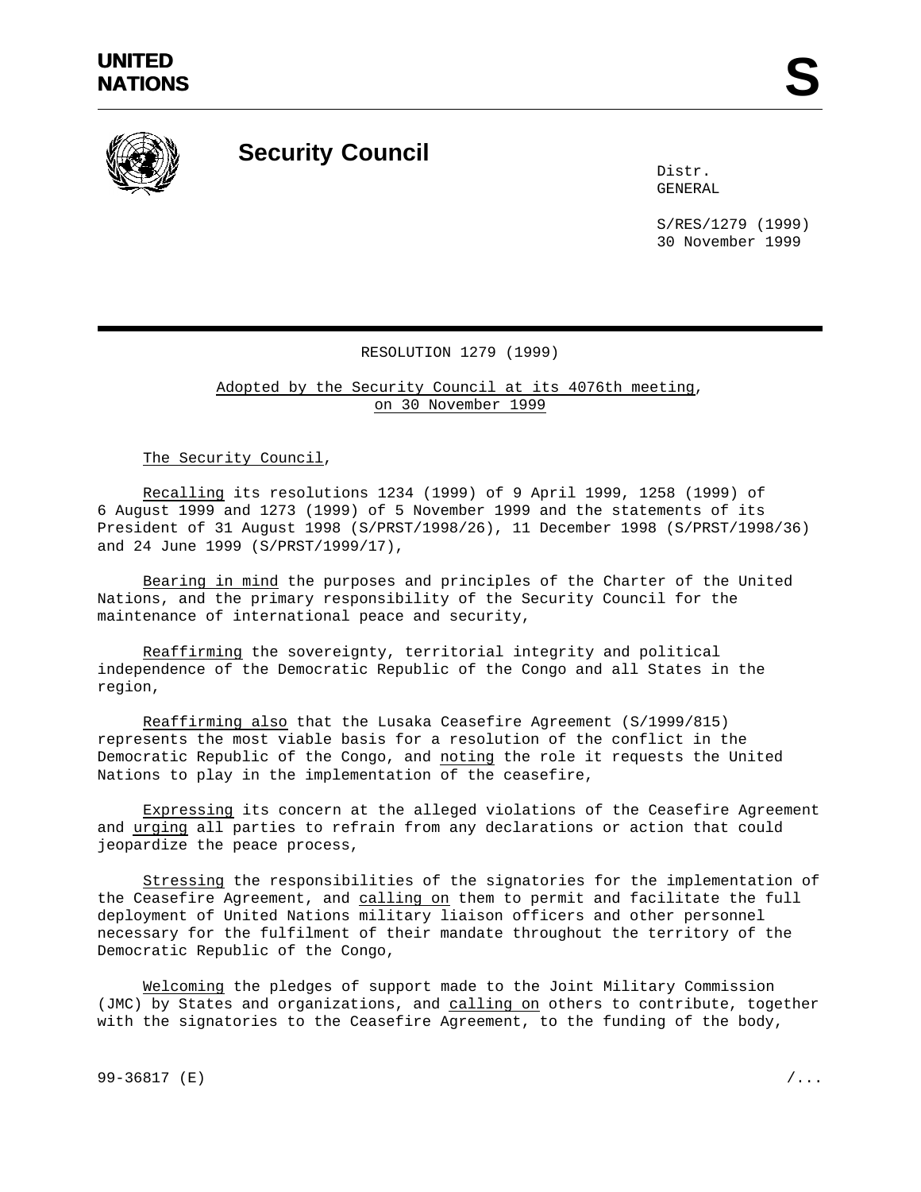# UNITED NATIONS

# Security Council

Distr.
GENERAL

S/RES/1279 (1999)
30 November 1999

## RESOLUTION 1279 (1999)

Adopted by the Security Council at its 4076th meeting, on 30 November 1999

The Security Council,

Recalling its resolutions 1234 (1999) of 9 April 1999, 1258 (1999) of 6 August 1999 and 1273 (1999) of 5 November 1999 and the statements of its President of 31 August 1998 (S/PRST/1998/26), 11 December 1998 (S/PRST/1998/36) and 24 June 1999 (S/PRST/1999/17),

Bearing in mind the purposes and principles of the Charter of the United Nations, and the primary responsibility of the Security Council for the maintenance of international peace and security,

Reaffirming the sovereignty, territorial integrity and political independence of the Democratic Republic of the Congo and all States in the region,

Reaffirming also that the Lusaka Ceasefire Agreement (S/1999/815) represents the most viable basis for a resolution of the conflict in the Democratic Republic of the Congo, and noting the role it requests the United Nations to play in the implementation of the ceasefire,

Expressing its concern at the alleged violations of the Ceasefire Agreement and urging all parties to refrain from any declarations or action that could jeopardize the peace process,

Stressing the responsibilities of the signatories for the implementation of the Ceasefire Agreement, and calling on them to permit and facilitate the full deployment of United Nations military liaison officers and other personnel necessary for the fulfilment of their mandate throughout the territory of the Democratic Republic of the Congo,

Welcoming the pledges of support made to the Joint Military Commission (JMC) by States and organizations, and calling on others to contribute, together with the signatories to the Ceasefire Agreement, to the funding of the body,

99-36817 (E)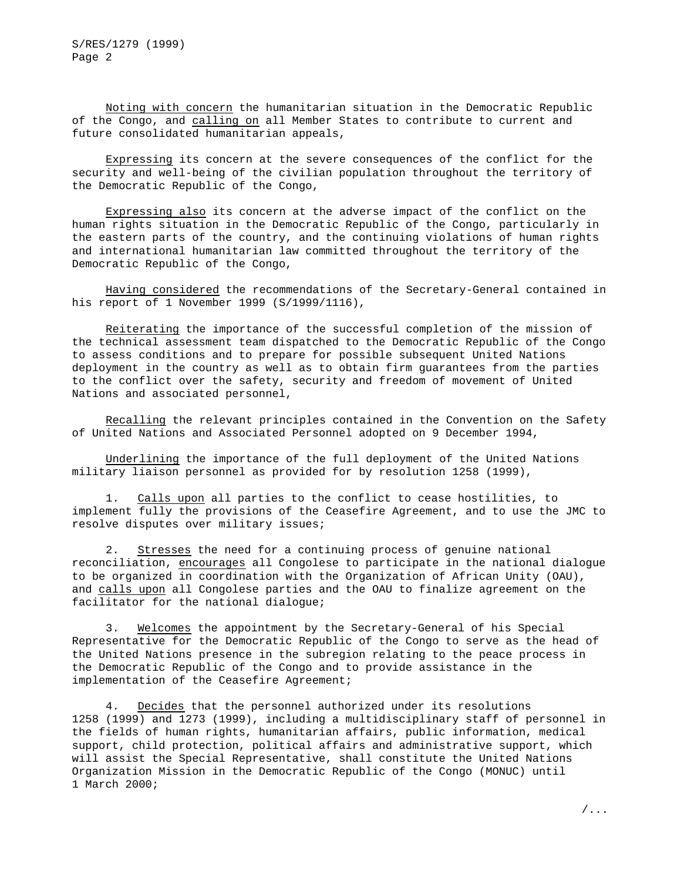_Noting with concern_ the humanitarian situation in the Democratic Republic of the Congo, and _calling on_ all Member States to contribute to current and future consolidated humanitarian appeals,

_Expressing_ its concern at the severe consequences of the conflict for the security and well-being of the civilian population throughout the territory of the Democratic Republic of the Congo,

_Expressing also_ its concern at the adverse impact of the conflict on the human rights situation in the Democratic Republic of the Congo, particularly in the eastern parts of the country, and the continuing violations of human rights and international humanitarian law committed throughout the territory of the Democratic Republic of the Congo,

_Having considered_ the recommendations of the Secretary-General contained in his report of 1 November 1999 (S/1999/1116),

_Reiterating_ the importance of the successful completion of the mission of the technical assessment team dispatched to the Democratic Republic of the Congo to assess conditions and to prepare for possible subsequent United Nations deployment in the country as well as to obtain firm guarantees from the parties to the conflict over the safety, security and freedom of movement of United Nations and associated personnel,

_Recalling_ the relevant principles contained in the Convention on the Safety of United Nations and Associated Personnel adopted on 9 December 1994,

_Underlining_ the importance of the full deployment of the United Nations military liaison personnel as provided for by resolution 1258 (1999),

1. _Calls upon_ all parties to the conflict to cease hostilities, to implement fully the provisions of the Ceasefire Agreement, and to use the JMC to resolve disputes over military issues;

2. _Stresses_ the need for a continuing process of genuine national reconciliation, _encourages_ all Congolese to participate in the national dialogue to be organized in coordination with the Organization of African Unity (OAU), and _calls upon_ all Congolese parties and the OAU to finalize agreement on the facilitator for the national dialogue;

3. _Welcomes_ the appointment by the Secretary-General of his Special Representative for the Democratic Republic of the Congo to serve as the head of the United Nations presence in the subregion relating to the peace process in the Democratic Republic of the Congo and to provide assistance in the implementation of the Ceasefire Agreement;

4. _Decides_ that the personnel authorized under its resolutions 1258 (1999) and 1273 (1999), including a multidisciplinary staff of personnel in the fields of human rights, humanitarian affairs, public information, medical support, child protection, political affairs and administrative support, which will assist the Special Representative, shall constitute the United Nations Organization Mission in the Democratic Republic of the Congo (MONUC) until 1 March 2000;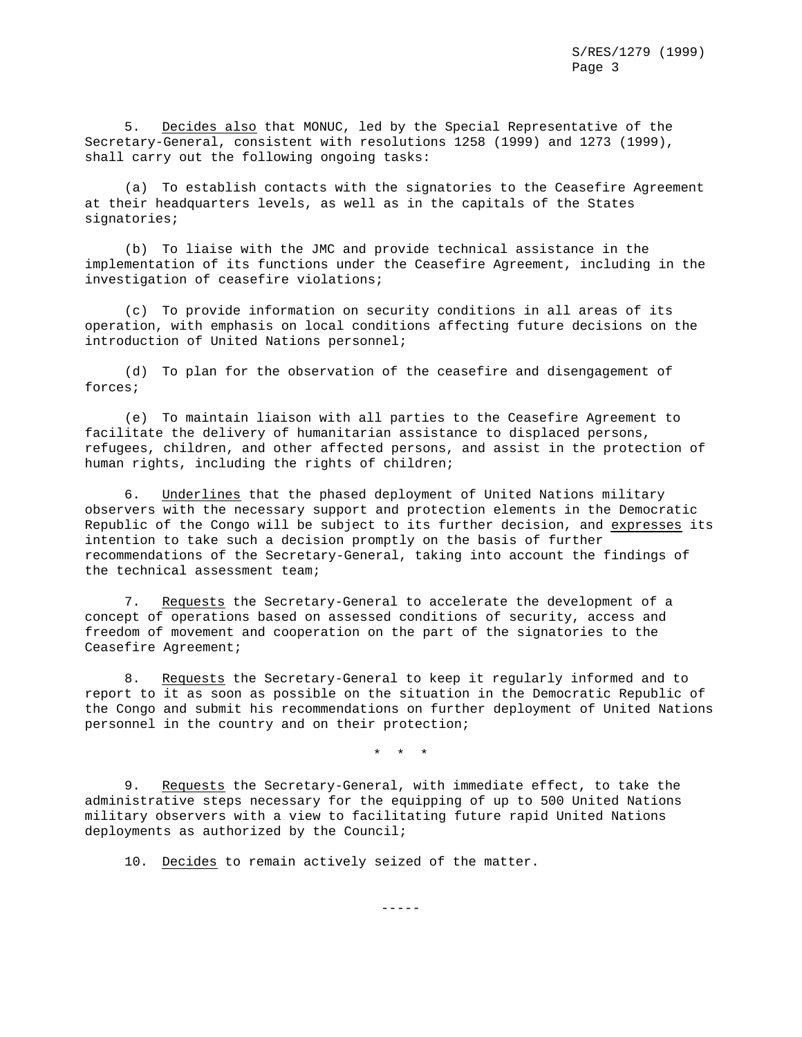5. Decides also that MONUC, led by the Special Representative of the Secretary-General, consistent with resolutions 1258 (1999) and 1273 (1999), shall carry out the following ongoing tasks:

(a) To establish contacts with the signatories to the Ceasefire Agreement at their headquarters levels, as well as in the capitals of the States signatories;

(b) To liaise with the JMC and provide technical assistance in the implementation of its functions under the Ceasefire Agreement, including in the investigation of ceasefire violations;

(c) To provide information on security conditions in all areas of its operation, with emphasis on local conditions affecting future decisions on the introduction of United Nations personnel;

(d) To plan for the observation of the ceasefire and disengagement of forces;

(e) To maintain liaison with all parties to the Ceasefire Agreement to facilitate the delivery of humanitarian assistance to displaced persons, refugees, children, and other affected persons, and assist in the protection of human rights, including the rights of children;

6. Underlines that the phased deployment of United Nations military observers with the necessary support and protection elements in the Democratic Republic of the Congo will be subject to its further decision, and expresses its intention to take such a decision promptly on the basis of further recommendations of the Secretary-General, taking into account the findings of the technical assessment team;

7. Requests the Secretary-General to accelerate the development of a concept of operations based on assessed conditions of security, access and freedom of movement and cooperation on the part of the signatories to the Ceasefire Agreement;

8. Requests the Secretary-General to keep it regularly informed and to report to it as soon as possible on the situation in the Democratic Republic of the Congo and submit his recommendations on further deployment of United Nations personnel in the country and on their protection;

\* \* \*

9. Requests the Secretary-General, with immediate effect, to take the administrative steps necessary for the equipping of up to 500 United Nations military observers with a view to facilitating future rapid United Nations deployments as authorized by the Council;

10. Decides to remain actively seized of the matter.

-----